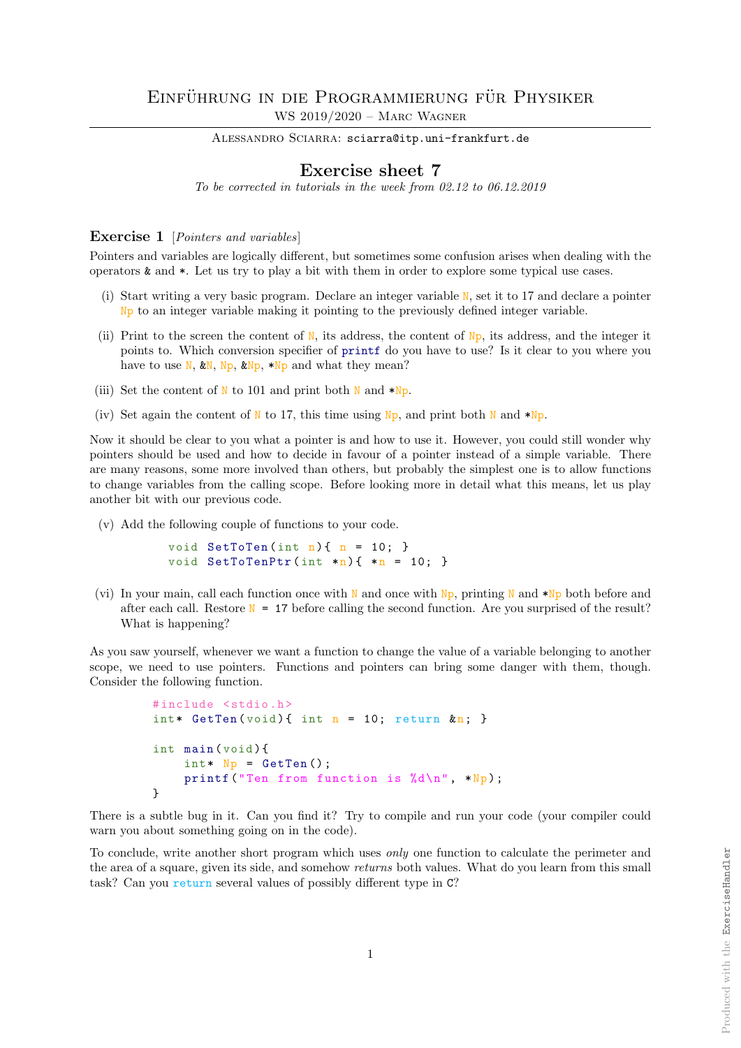# Einführung in die Programmierung für Physiker

WS 2019/2020 – Marc Wagner

Alessandro Sciarra: sciarra@itp.uni-frankfurt.de

## Exercise sheet 7

*To be corrected in tutorials in the week from 02.12 to 06.12.2019*

### Exercise 1 [*Pointers and variables*]

Pointers and variables are logically different, but sometimes some confusion arises when dealing with the operators & and *. Let us try to play a bit with them in order to explore some typical use cases.

(i) Start writing a very basic program. Declare an integer variable N, set it to 17 and declare a pointer Np to an integer variable making it pointing to the previously defined integer variable.

(ii) Print to the screen the content of N, its address, the content of Np, its address, and the integer it points to. Which conversion specifier of printf do you have to use? Is it clear to you where you have to use N, &N, Np, &Np, *Np and what they mean?

(iii) Set the content of N to 101 and print both N and *Np.

(iv) Set again the content of N to 17, this time using Np, and print both N and *Np.

Now it should be clear to you what a pointer is and how to use it. However, you could still wonder why pointers should be used and how to decide in favour of a pointer instead of a simple variable. There are many reasons, some more involved than others, but probably the simplest one is to allow functions to change variables from the calling scope. Before looking more in detail what this means, let us play another bit with our previous code.

(v) Add the following couple of functions to your code.

```
void SetToTen(int n){ n = 10; }
void SetToTenPtr(int *n){ *n = 10; }
```

(vi) In your main, call each function once with N and once with Np, printing N and *Np both before and after each call. Restore N = 17 before calling the second function. Are you surprised of the result? What is happening?

As you saw yourself, whenever we want a function to change the value of a variable belonging to another scope, we need to use pointers. Functions and pointers can bring some danger with them, though. Consider the following function.

```
#include <stdio.h>
int* GetTen(void){ int n = 10; return &n; }

int main(void){
    int* Np = GetTen();
    printf("Ten from function is %d\n", *Np);
}
```

There is a subtle bug in it. Can you find it? Try to compile and run your code (your compiler could warn you about something going on in the code).

To conclude, write another short program which uses *only* one function to calculate the perimeter and the area of a square, given its side, and somehow *returns* both values. What do you learn from this small task? Can you return several values of possibly different type in C?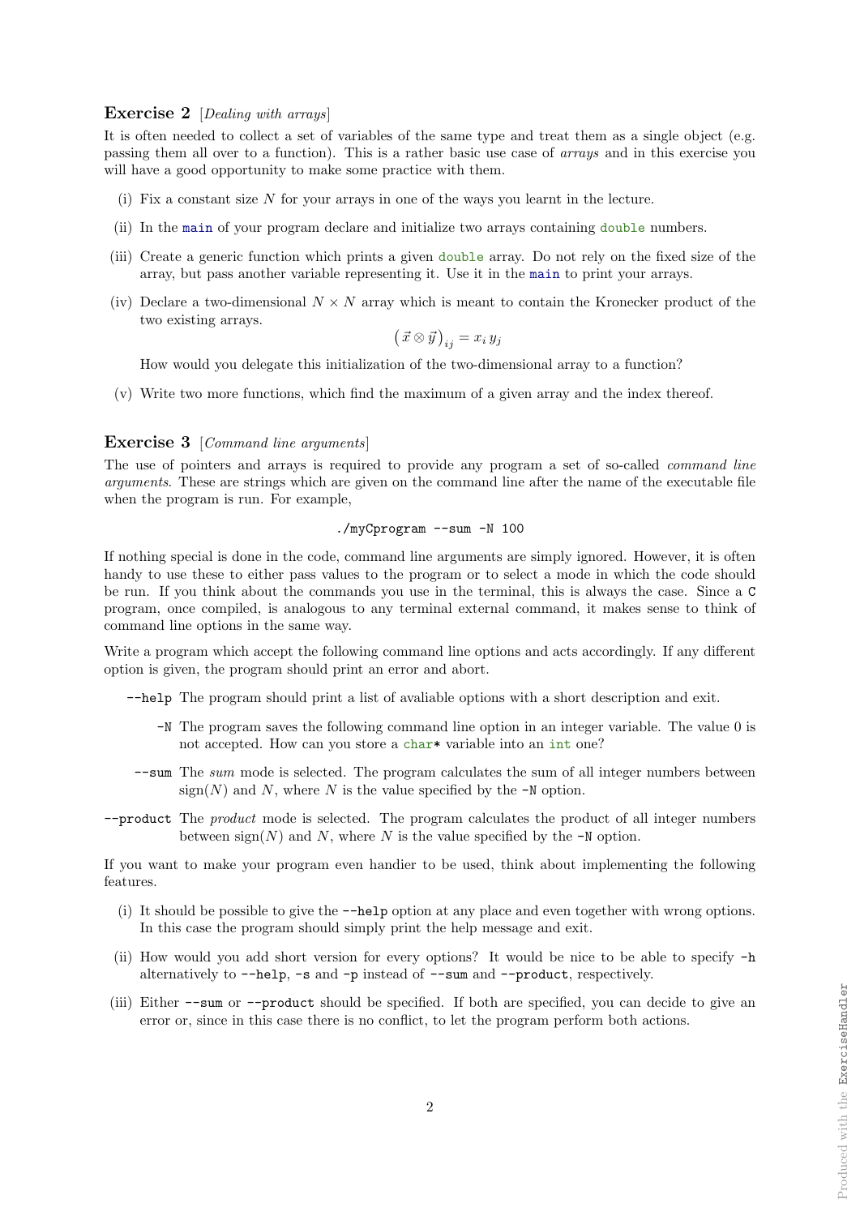## Exercise 2 [*Dealing with arrays*]

It is often needed to collect a set of variables of the same type and treat them as a single object (e.g. passing them all over to a function). This is a rather basic use case of *arrays* and in this exercise you will have a good opportunity to make some practice with them.

(i) Fix a constant size $N$ for your arrays in one of the ways you learnt in the lecture.

(ii) In the `main` of your program declare and initialize two arrays containing `double` numbers.

(iii) Create a generic function which prints a given `double` array. Do not rely on the fixed size of the array, but pass another variable representing it. Use it in the `main` to print your arrays.

(iv) Declare a two-dimensional $N \times N$ array which is meant to contain the Kronecker product of the two existing arrays.

$$\left(\vec{x} \otimes \vec{y}\right)_{ij} = x_i\, y_j$$

How would you delegate this initialization of the two-dimensional array to a function?

(v) Write two more functions, which find the maximum of a given array and the index thereof.

## Exercise 3 [*Command line arguments*]

The use of pointers and arrays is required to provide any program a set of so-called *command line arguments*. These are strings which are given on the command line after the name of the executable file when the program is run. For example,

```
./myCprogram --sum -N 100
```

If nothing special is done in the code, command line arguments are simply ignored. However, it is often handy to use these to either pass values to the program or to select a mode in which the code should be run. If you think about the commands you use in the terminal, this is always the case. Since a `C` program, once compiled, is analogous to any terminal external command, it makes sense to think of command line options in the same way.

Write a program which accept the following command line options and acts accordingly. If any different option is given, the program should print an error and abort.

- `--help` The program should print a list of avaliable options with a short description and exit.
- `-N` The program saves the following command line option in an integer variable. The value 0 is not accepted. How can you store a `char*` variable into an `int` one?
- `--sum` The *sum* mode is selected. The program calculates the sum of all integer numbers between $\text{sign}(N)$ and $N$, where $N$ is the value specified by the `-N` option.
- `--product` The *product* mode is selected. The program calculates the product of all integer numbers between $\text{sign}(N)$ and $N$, where $N$ is the value specified by the `-N` option.

If you want to make your program even handier to be used, think about implementing the following features.

(i) It should be possible to give the `--help` option at any place and even together with wrong options. In this case the program should simply print the help message and exit.

(ii) How would you add short version for every options? It would be nice to be able to specify `-h` alternatively to `--help`, `-s` and `-p` instead of `--sum` and `--product`, respectively.

(iii) Either `--sum` or `--product` should be specified. If both are specified, you can decide to give an error or, since in this case there is no conflict, to let the program perform both actions.